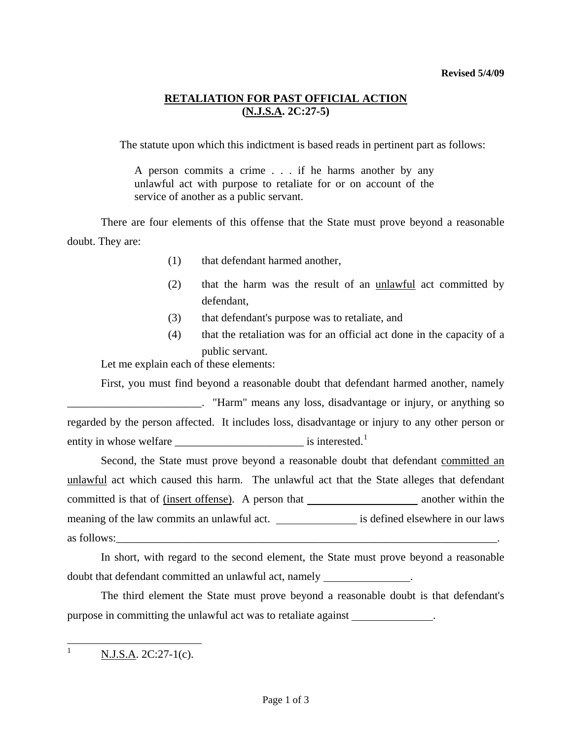Revised 5/4/09

## RETALIATION FOR PAST OFFICIAL ACTION
## (N.J.S.A. 2C:27-5)

The statute upon which this indictment is based reads in pertinent part as follows:

> A person commits a crime . . . if he harms another by any unlawful act with purpose to retaliate for or on account of the service of another as a public servant.

There are four elements of this offense that the State must prove beyond a reasonable doubt. They are:

(1) that defendant harmed another,

(2) that the harm was the result of an unlawful act committed by defendant,

(3) that defendant's purpose was to retaliate, and

(4) that the retaliation was for an official act done in the capacity of a public servant.

Let me explain each of these elements:

First, you must find beyond a reasonable doubt that defendant harmed another, namely ________________________. "Harm" means any loss, disadvantage or injury, or anything so regarded by the person affected. It includes loss, disadvantage or injury to any other person or entity in whose welfare _______________________ is interested.[1]

Second, the State must prove beyond a reasonable doubt that defendant committed an unlawful act which caused this harm. The unlawful act that the State alleges that defendant committed is that of (insert offense). A person that ____________________ another within the meaning of the law commits an unlawful act. ______________ is defined elsewhere in our laws as follows:______________________________________________________________________.

In short, with regard to the second element, the State must prove beyond a reasonable doubt that defendant committed an unlawful act, namely ________________.

The third element the State must prove beyond a reasonable doubt is that defendant's purpose in committing the unlawful act was to retaliate against ______________.

---

[1] N.J.S.A. 2C:27-1(c).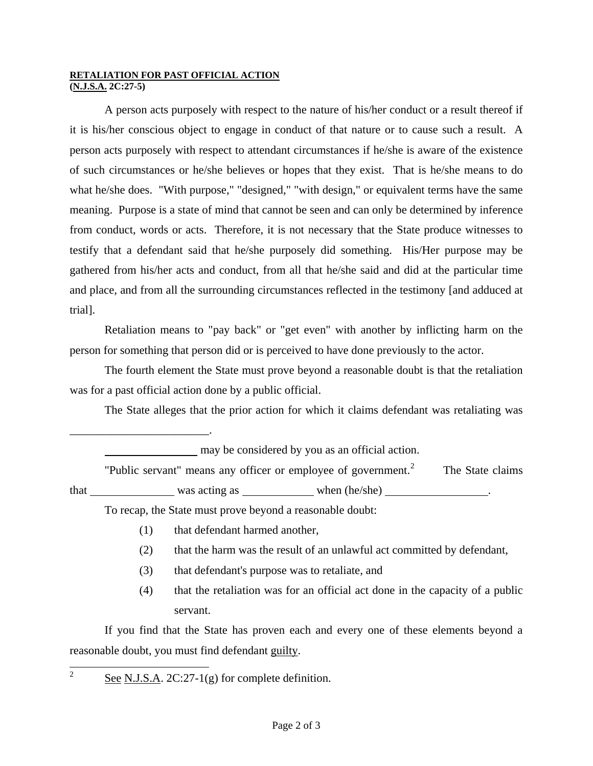**RETALIATION FOR PAST OFFICIAL ACTION**
**(N.J.S.A. 2C:27-5)**

A person acts purposely with respect to the nature of his/her conduct or a result thereof if it is his/her conscious object to engage in conduct of that nature or to cause such a result. A person acts purposely with respect to attendant circumstances if he/she is aware of the existence of such circumstances or he/she believes or hopes that they exist. That is he/she means to do what he/she does. "With purpose," "designed," "with design," or equivalent terms have the same meaning. Purpose is a state of mind that cannot be seen and can only be determined by inference from conduct, words or acts. Therefore, it is not necessary that the State produce witnesses to testify that a defendant said that he/she purposely did something. His/Her purpose may be gathered from his/her acts and conduct, from all that he/she said and did at the particular time and place, and from all the surrounding circumstances reflected in the testimony [and adduced at trial].

Retaliation means to "pay back" or "get even" with another by inflicting harm on the person for something that person did or is perceived to have done previously to the actor.

The fourth element the State must prove beyond a reasonable doubt is that the retaliation was for a past official action done by a public official.

The State alleges that the prior action for which it claims defendant was retaliating was ________________________.

________________ may be considered by you as an official action.

"Public servant" means any officer or employee of government.[2] The State claims that ______________ was acting as ____________ when (he/she) _________________.

To recap, the State must prove beyond a reasonable doubt:

(1) that defendant harmed another,

(2) that the harm was the result of an unlawful act committed by defendant,

(3) that defendant's purpose was to retaliate, and

(4) that the retaliation was for an official act done in the capacity of a public servant.

If you find that the State has proven each and every one of these elements beyond a reasonable doubt, you must find defendant guilty.

---

[2] See N.J.S.A. 2C:27-1(g) for complete definition.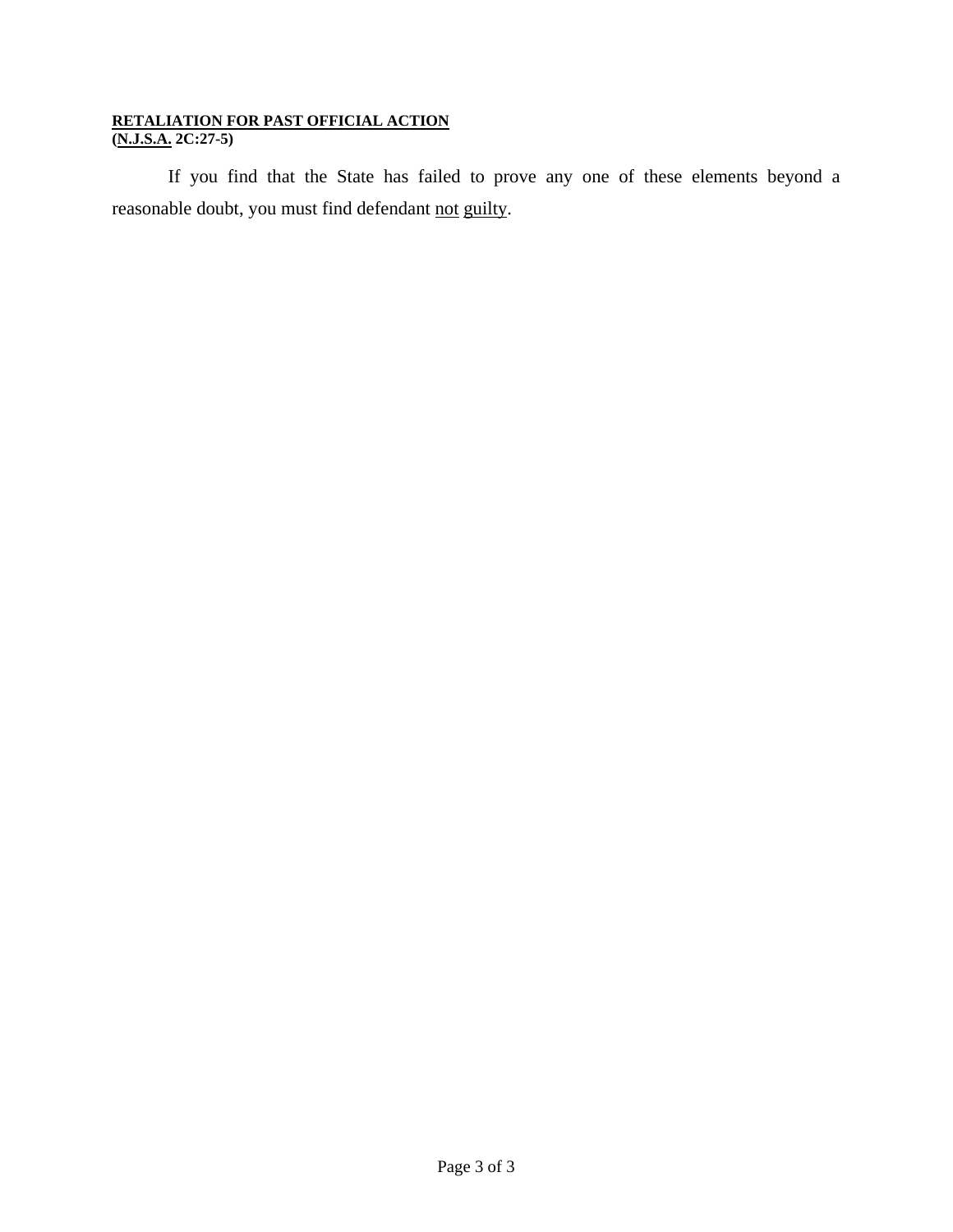If you find that the State has failed to prove any one of these elements beyond a reasonable doubt, you must find defendant not guilty.